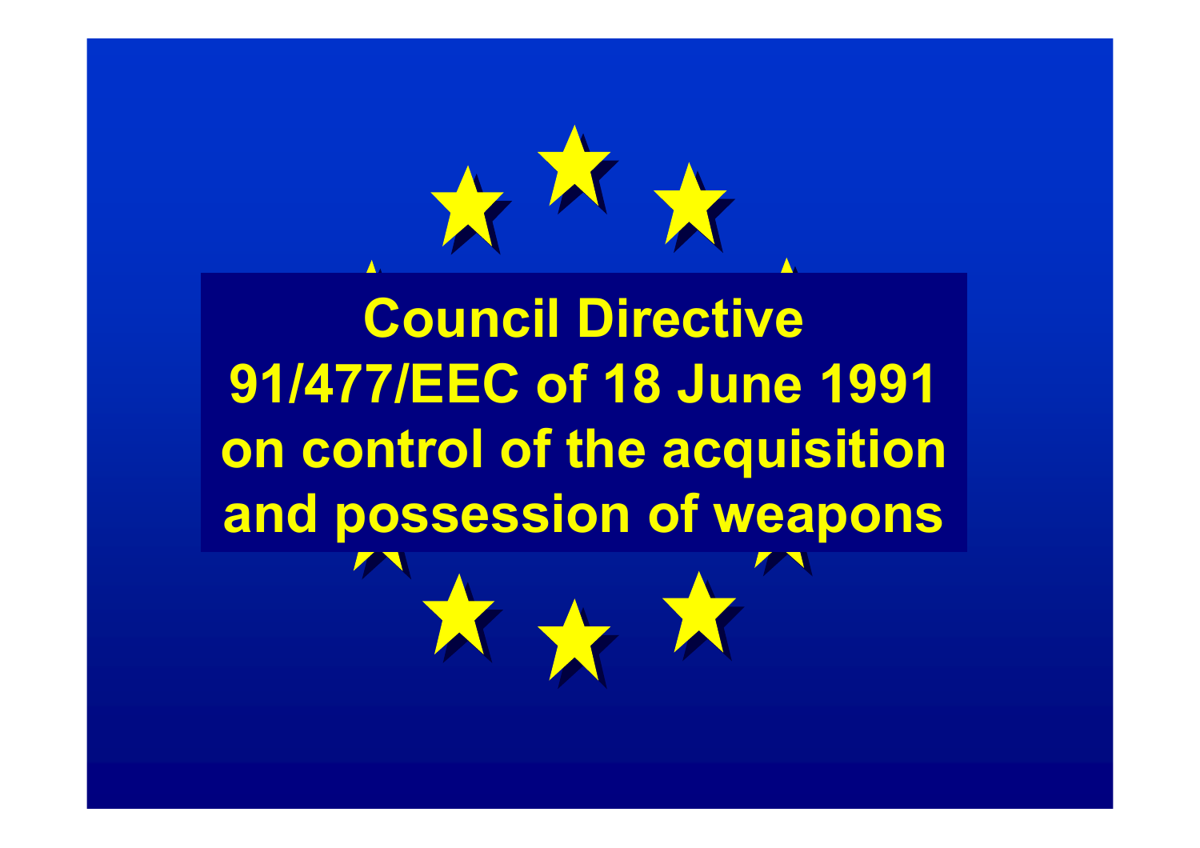# Council Directive 91/477/EEC of 18 June 1991 on control of the acquisition and possession of weapons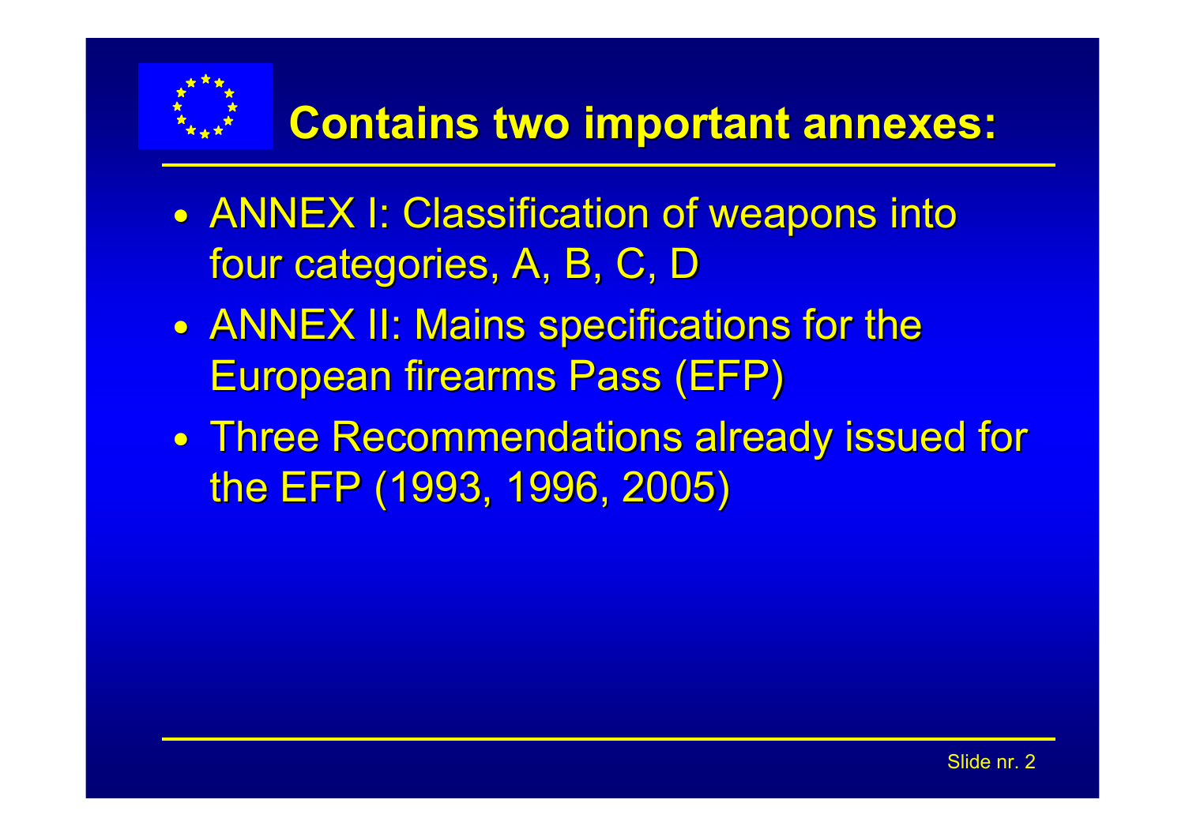# Contains two important annexes:

- ANNEX I: Classification of weapons into four categories, A, B, C, D
- ANNEX II: Mains specifications for the European firearms Pass (EFP)
- Three Recommendations already issued for the EFP (1993, 1996, 2005)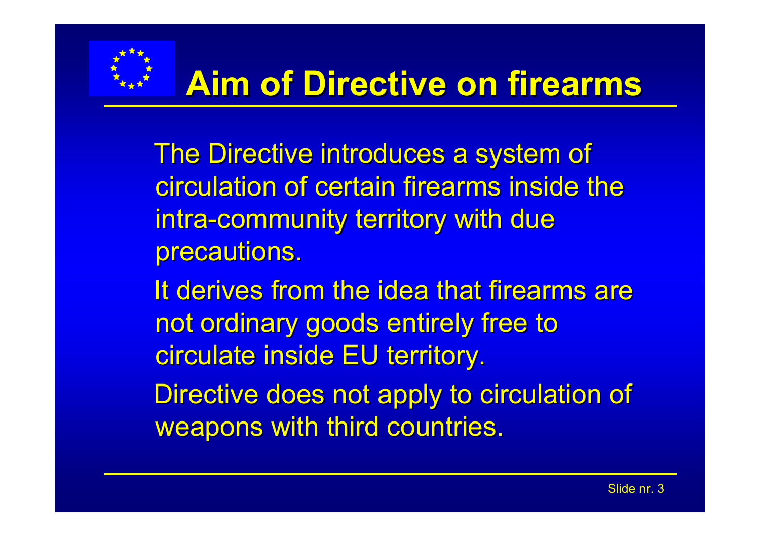# Aim of Directive on firearms

The Directive introduces a system of circulation of certain firearms inside the intra-community territory with due precautions.

It derives from the idea that firearms are not ordinary goods entirely free to circulate inside EU territory.

Directive does not apply to circulation of weapons with third countries.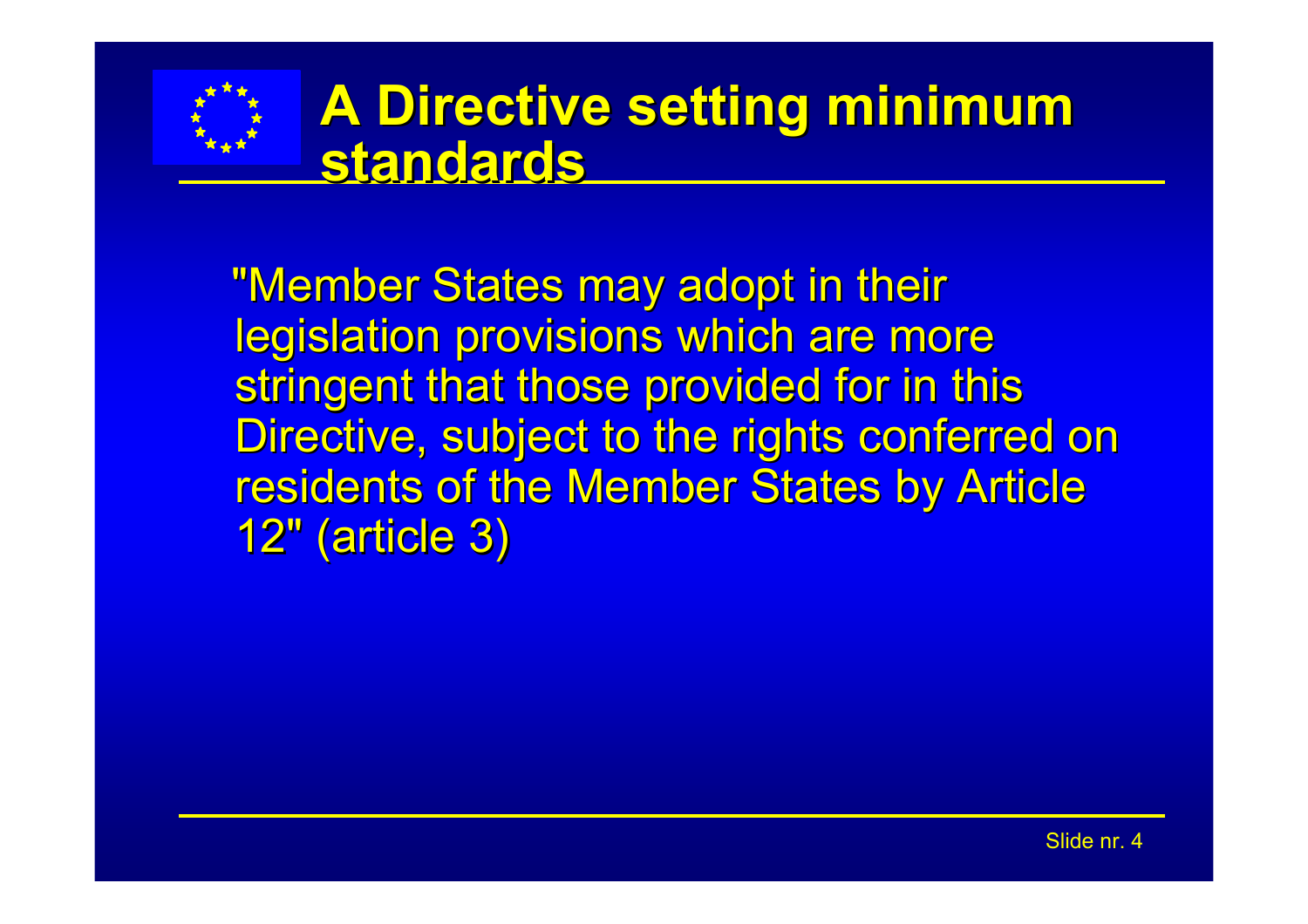# A Directive setting minimum standards

"Member States may adopt in their legislation provisions which are more stringent that those provided for in this Directive, subject to the rights conferred on residents of the Member States by Article 12" (article 3)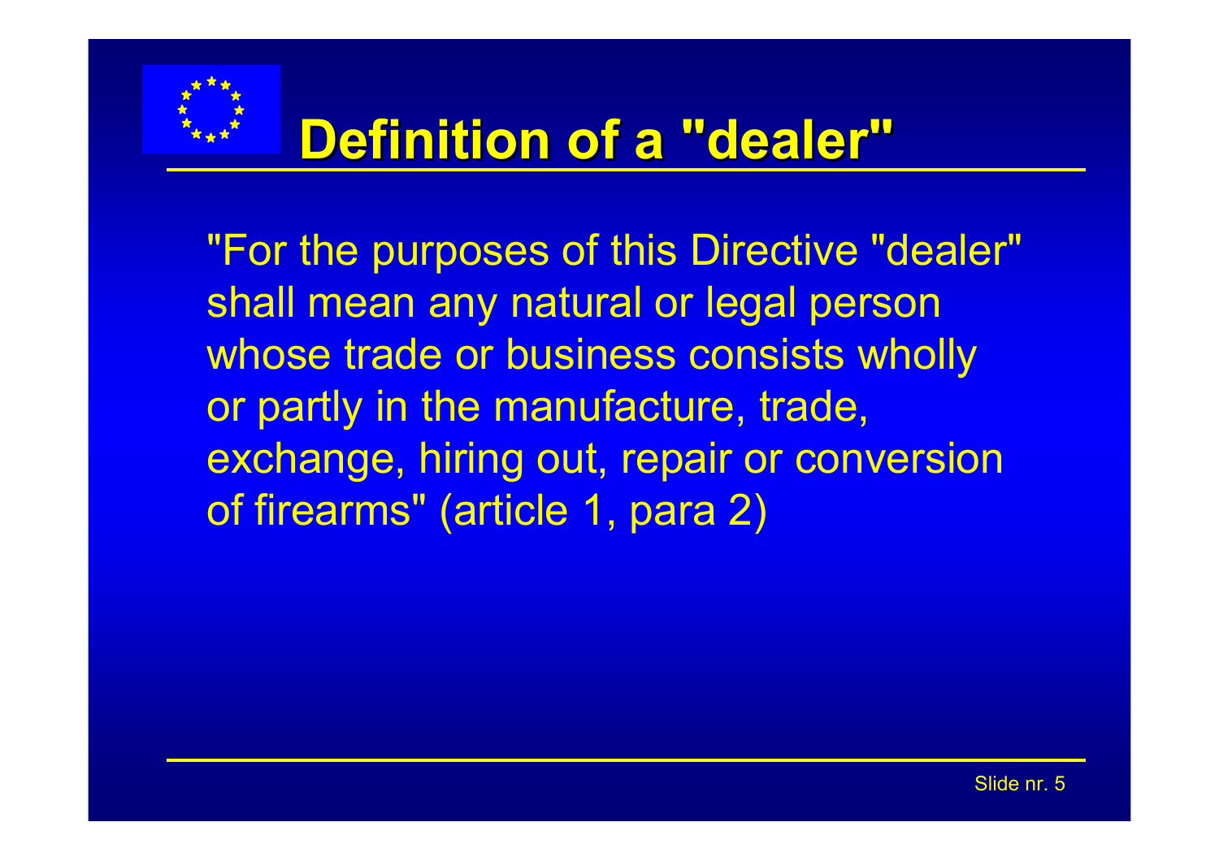# Definition of a "dealer"

"For the purposes of this Directive "dealer" shall mean any natural or legal person whose trade or business consists wholly or partly in the manufacture, trade, exchange, hiring out, repair or conversion of firearms" (article 1, para 2)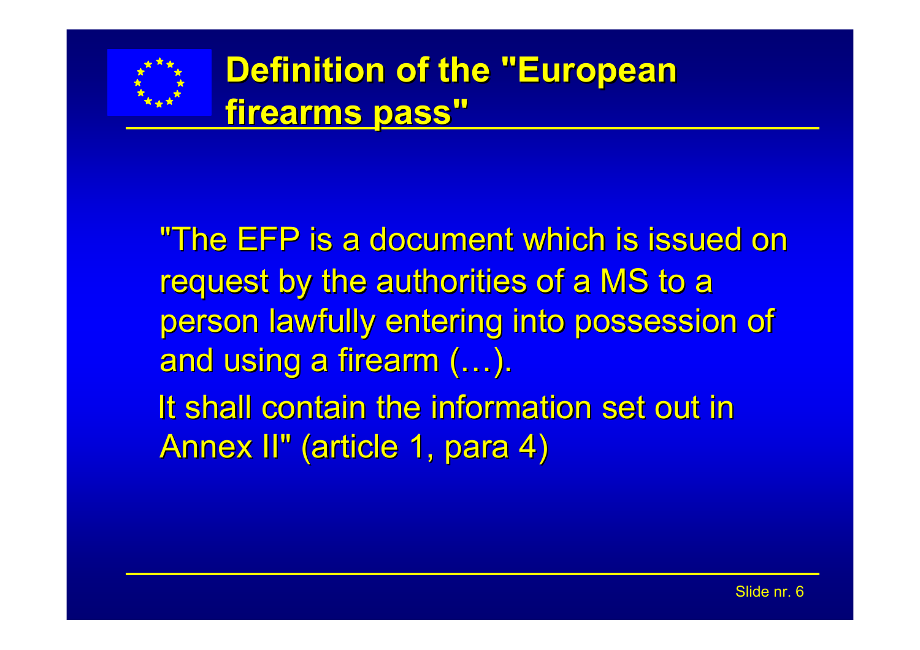# Definition of the "European firearms pass"

"The EFP is a document which is issued on request by the authorities of a MS to a person lawfully entering into possession of and using a firearm (…).

It shall contain the information set out in Annex II" (article 1, para 4)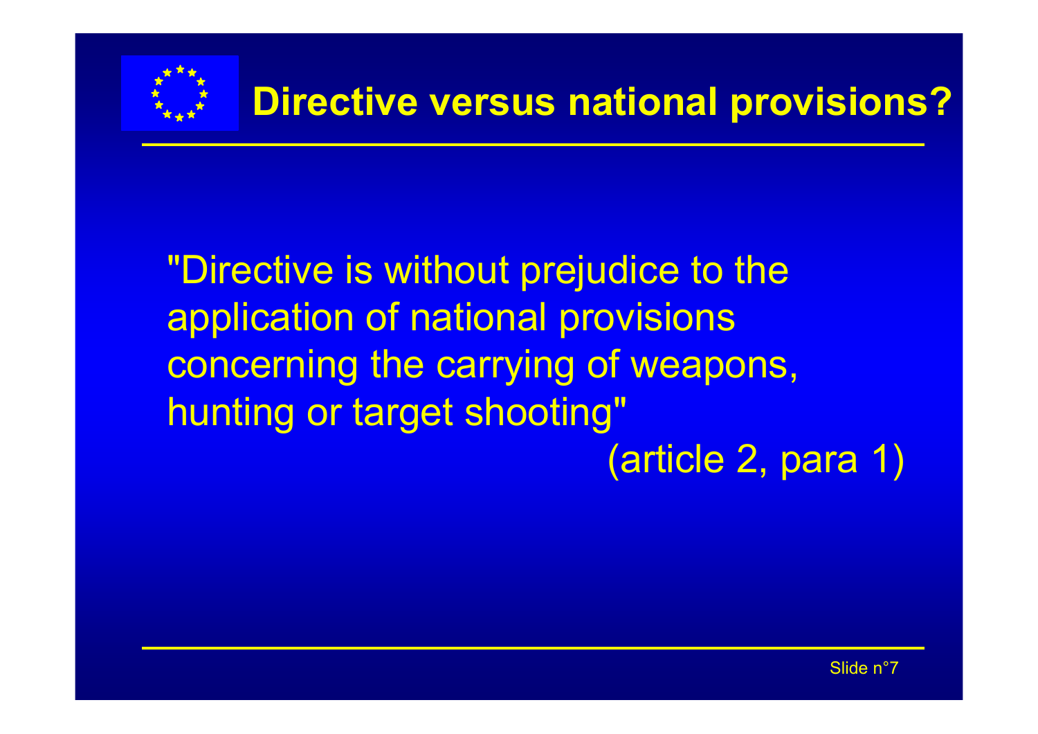# Directive versus national provisions?

"Directive is without prejudice to the application of national provisions concerning the carrying of weapons, hunting or target shooting"

(article 2, para 1)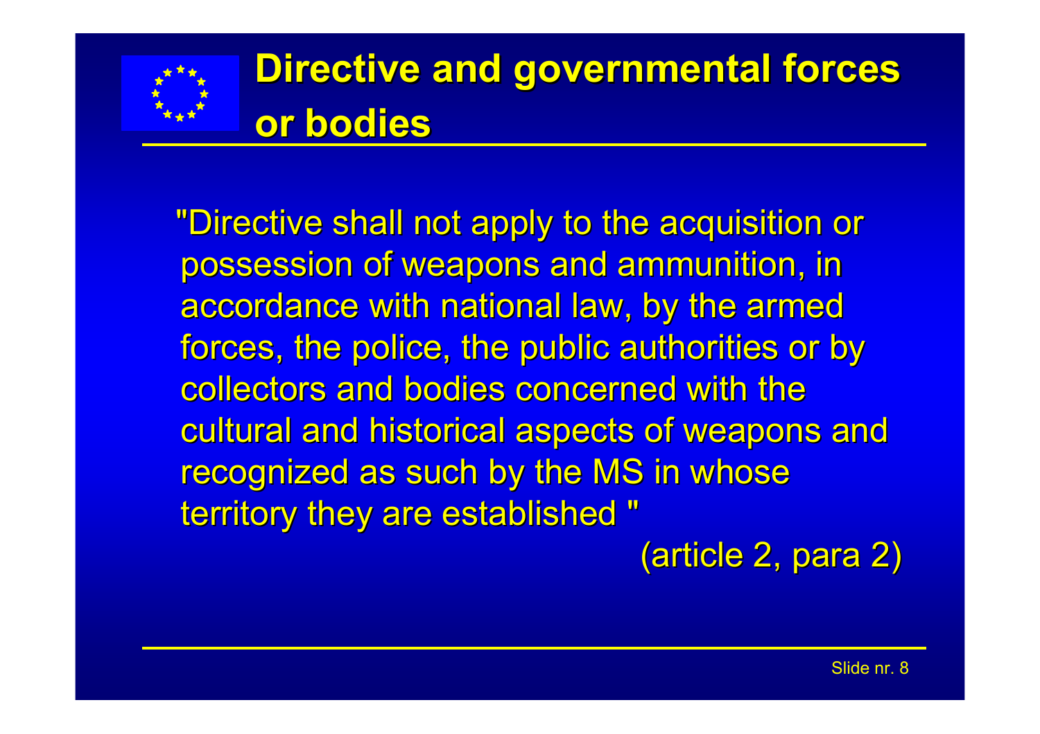# Directive and governmental forces or bodies

"Directive shall not apply to the acquisition or possession of weapons and ammunition, in accordance with national law, by the armed forces, the police, the public authorities or by collectors and bodies concerned with the cultural and historical aspects of weapons and recognized as such by the MS in whose territory they are established "

(article 2, para 2)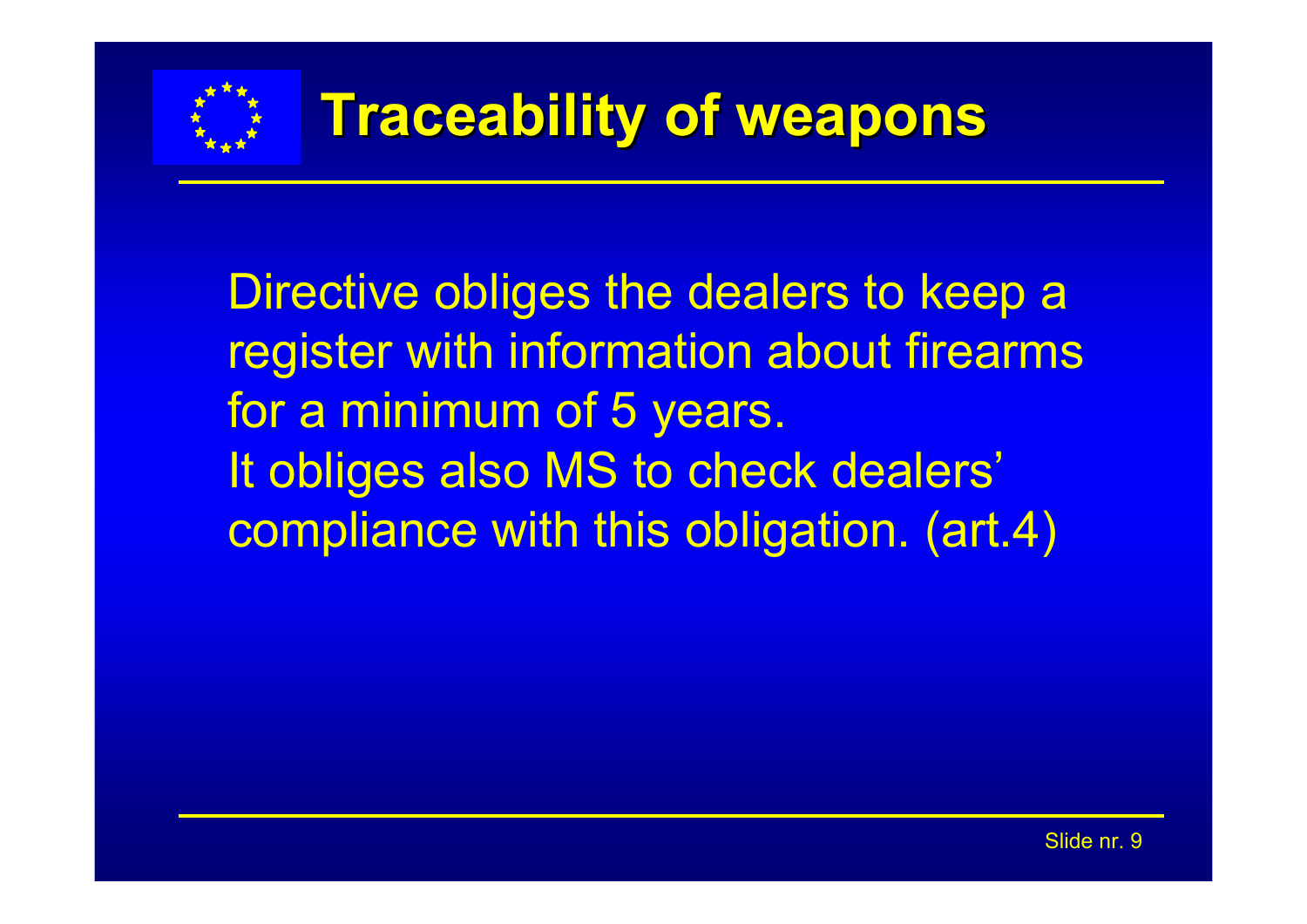# Traceability of weapons

Directive obliges the dealers to keep a register with information about firearms for a minimum of 5 years.
It obliges also MS to check dealers' compliance with this obligation. (art.4)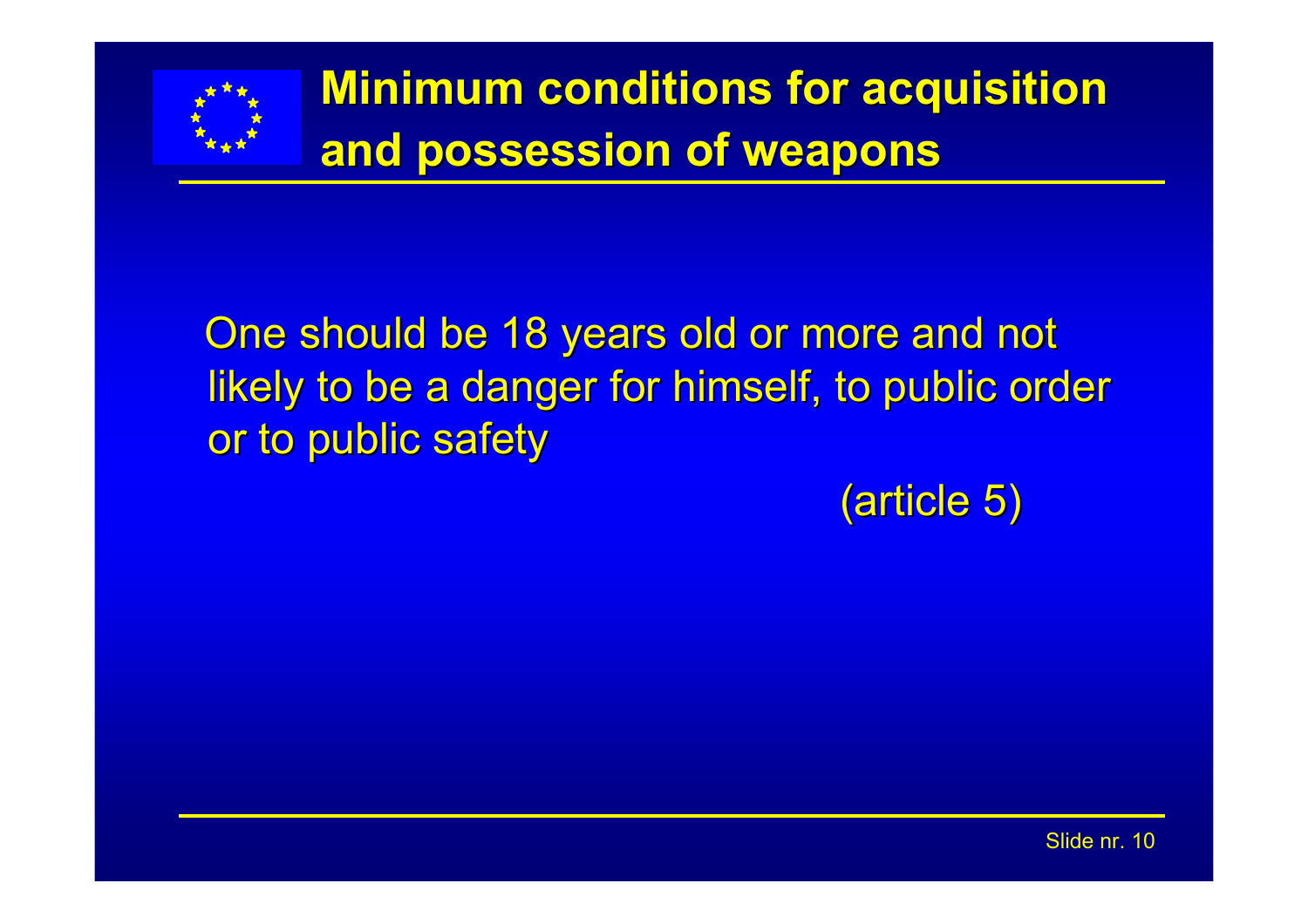# Minimum conditions for acquisition and possession of weapons

One should be 18 years old or more and not likely to be a danger for himself, to public order or to public safety

(article 5)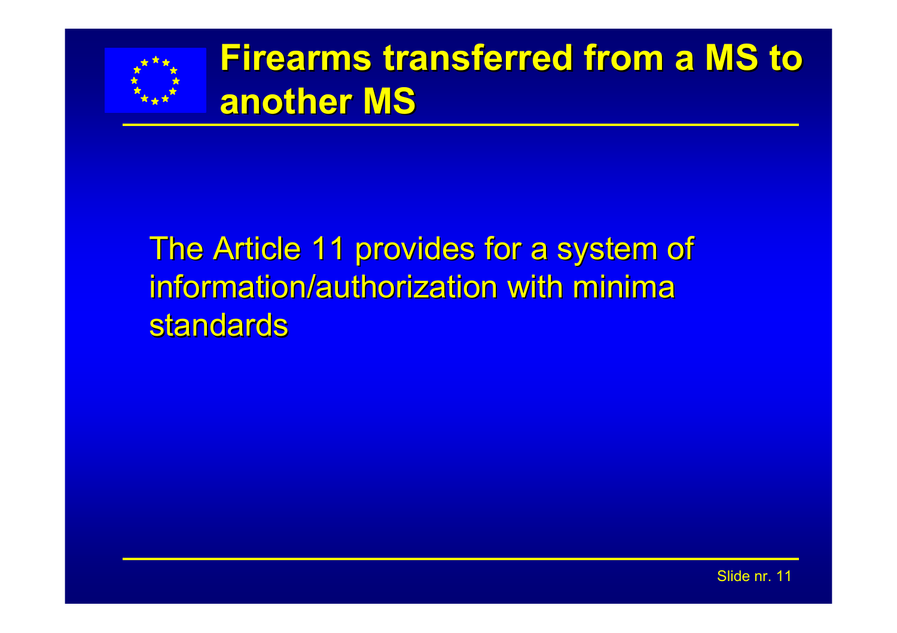# Firearms transferred from a MS to another MS

The Article 11 provides for a system of information/authorization with minima standards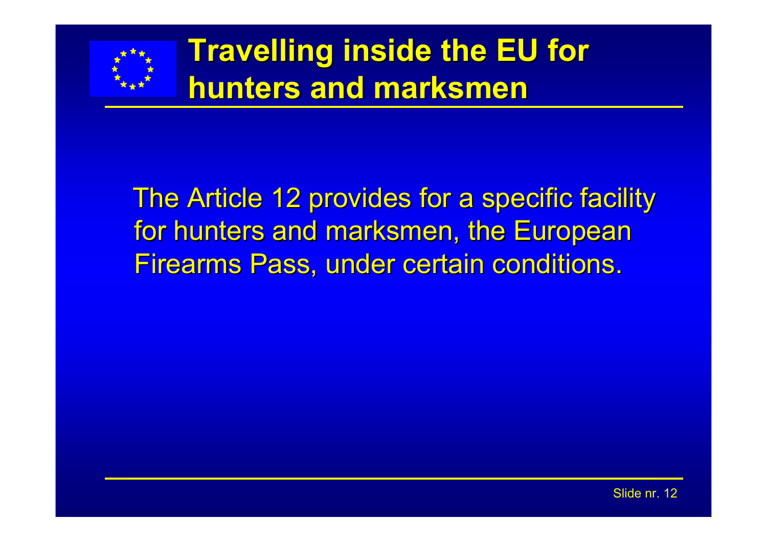# Travelling inside the EU for hunters and marksmen

The Article 12 provides for a specific facility for hunters and marksmen, the European Firearms Pass, under certain conditions.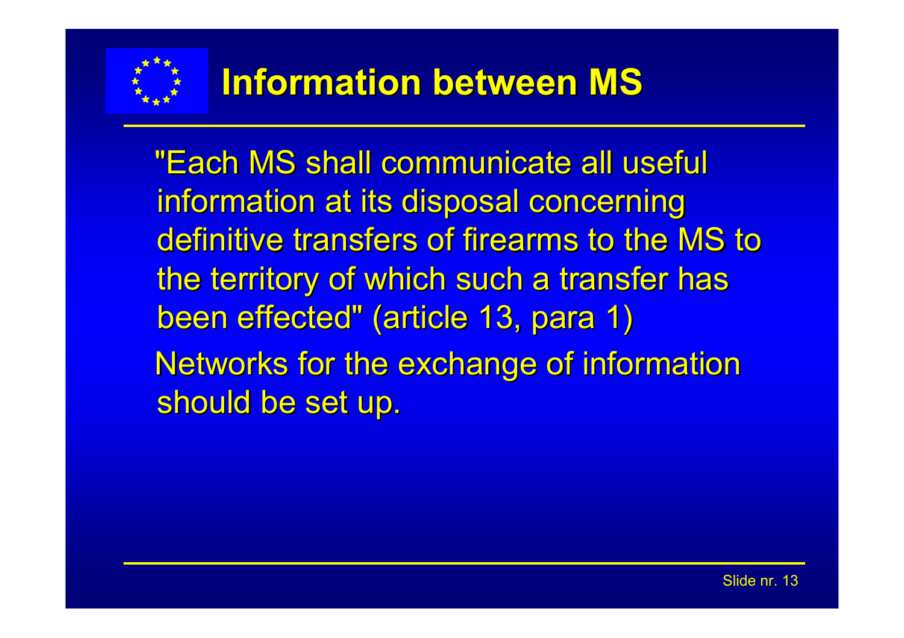# Information between MS

"Each MS shall communicate all useful information at its disposal concerning definitive transfers of firearms to the MS to the territory of which such a transfer has been effected" (article 13, para 1)

Networks for the exchange of information should be set up.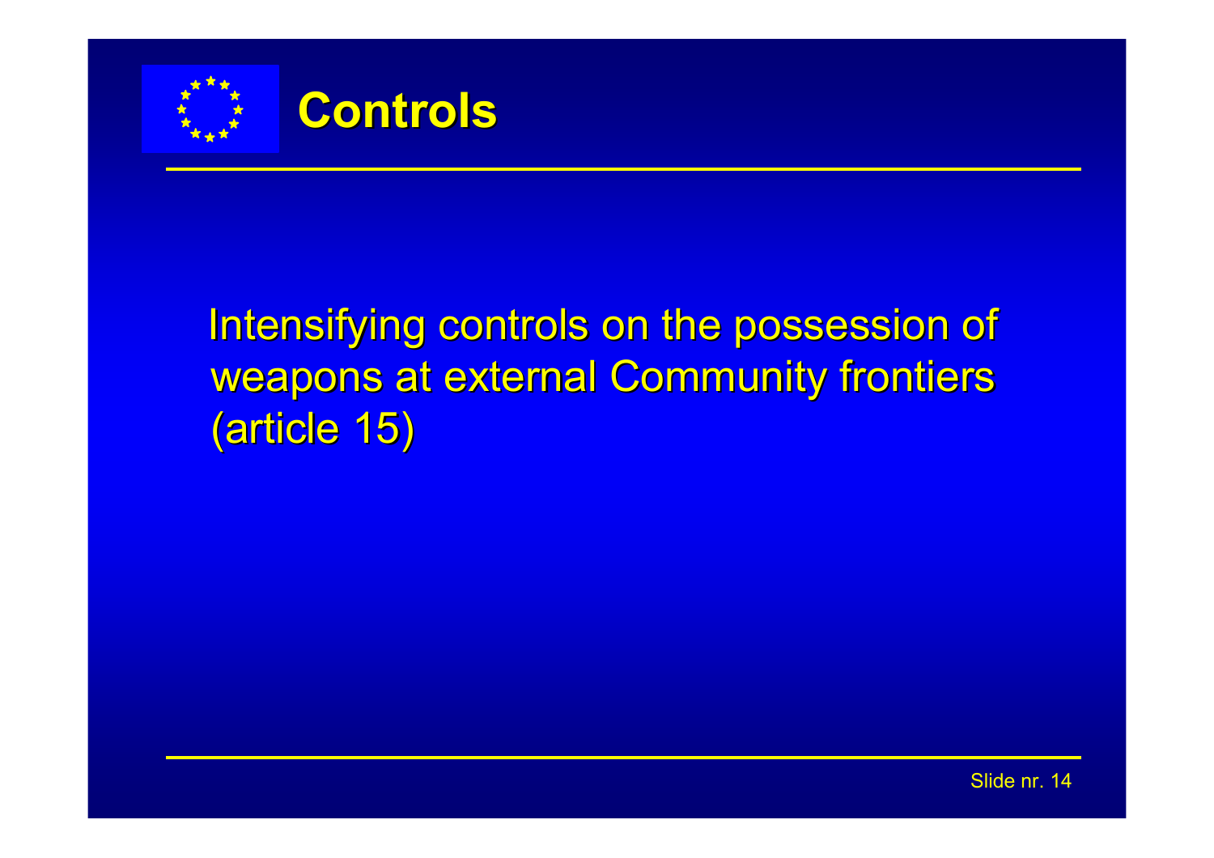# Controls

Intensifying controls on the possession of weapons at external Community frontiers (article 15)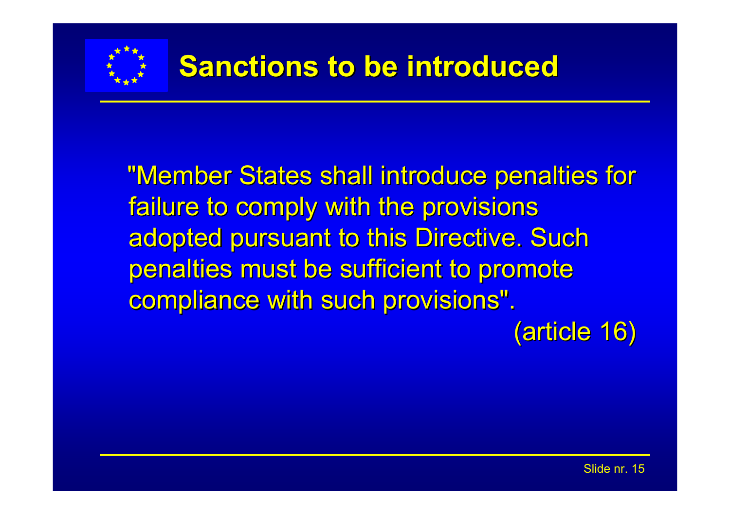# Sanctions to be introduced

"Member States shall introduce penalties for failure to comply with the provisions adopted pursuant to this Directive. Such penalties must be sufficient to promote compliance with such provisions".

(article 16)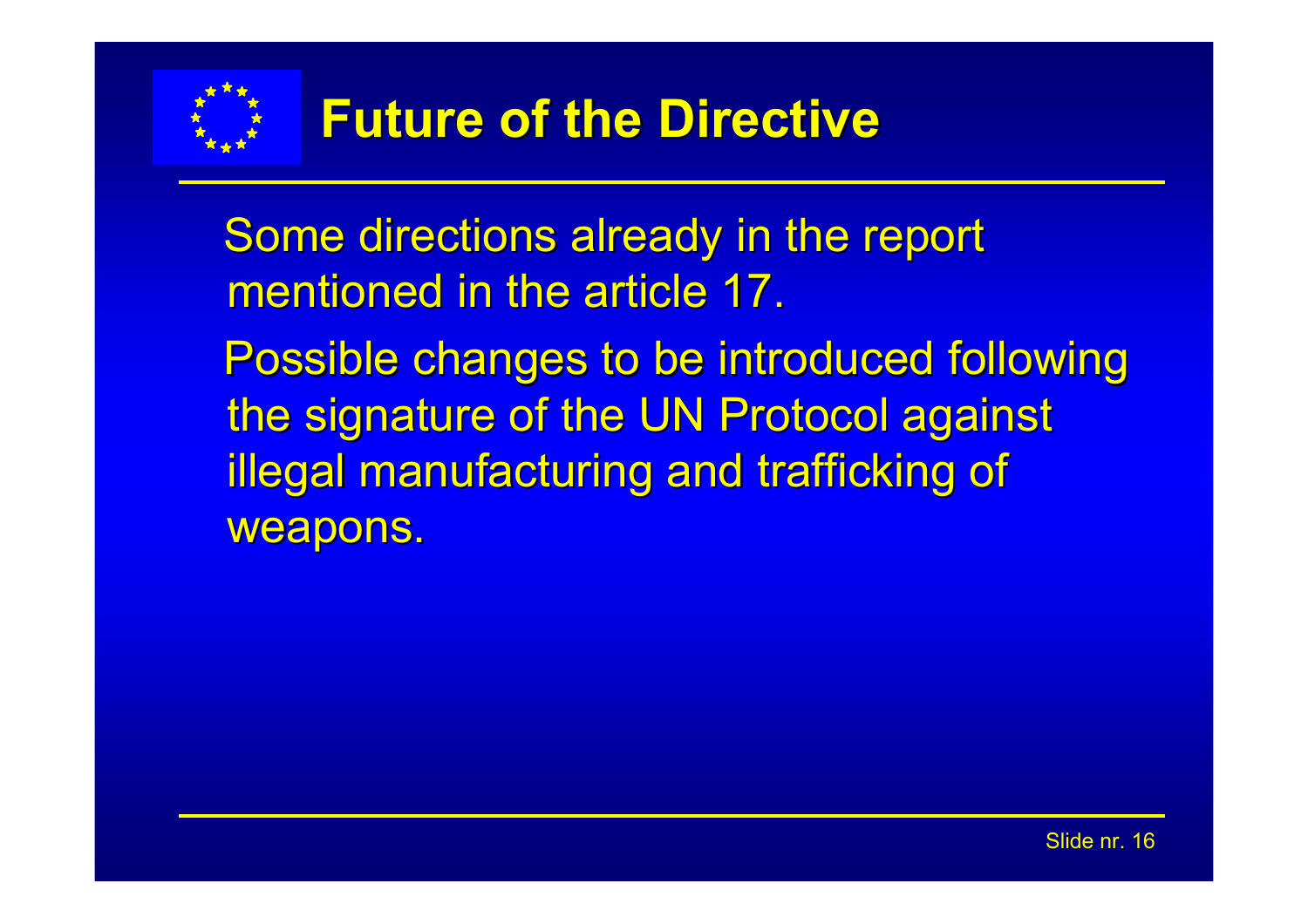# Future of the Directive

Some directions already in the report mentioned in the article 17.

Possible changes to be introduced following the signature of the UN Protocol against illegal manufacturing and trafficking of weapons.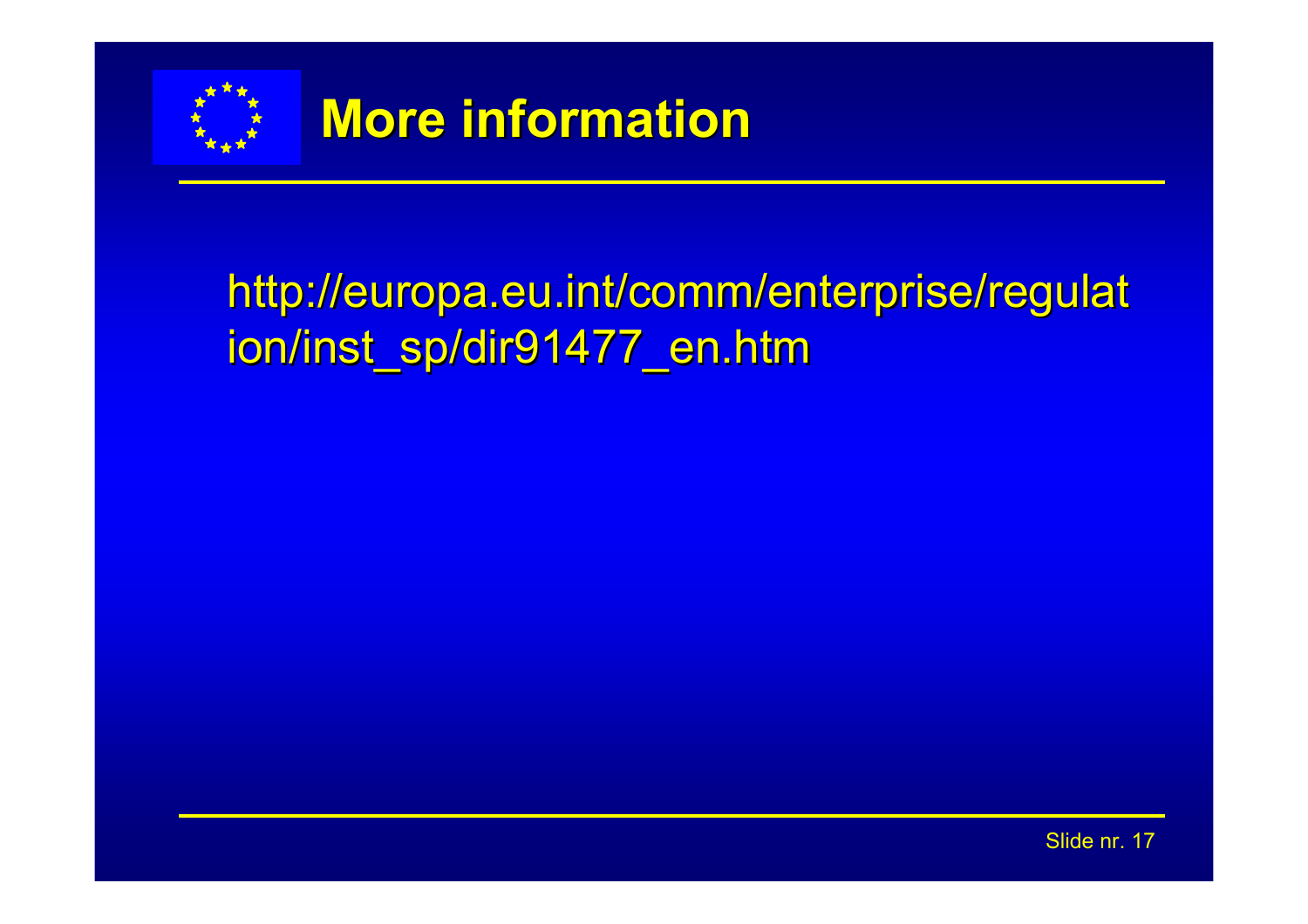# More information

http://europa.eu.int/comm/enterprise/regulation/inst_sp/dir91477_en.htm